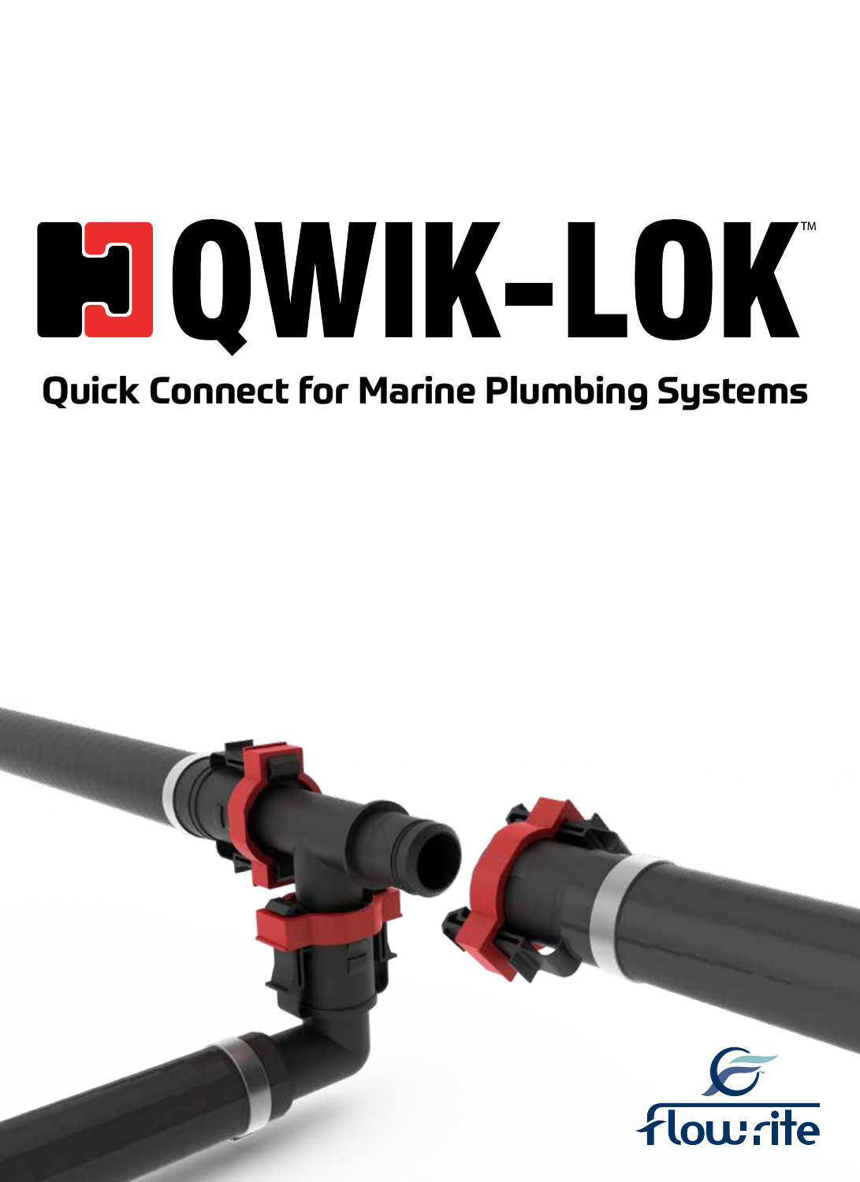# QWIK-LOK™

## Quick Connect for Marine Plumbing Systems

flow rite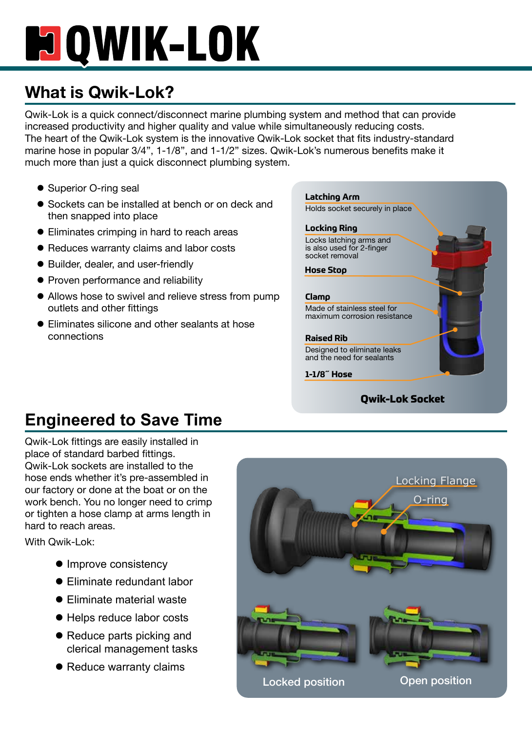# QWIK-LOK

## What is Qwik-Lok?

Qwik-Lok is a quick connect/disconnect marine plumbing system and method that can provide increased productivity and higher quality and value while simultaneously reducing costs. The heart of the Qwik-Lok system is the innovative Qwik-Lok socket that fits industry-standard marine hose in popular 3/4", 1-1/8", and 1-1/2" sizes. Qwik-Lok's numerous benefits make it much more than just a quick disconnect plumbing system.

- Superior O-ring seal
- Sockets can be installed at bench or on deck and then snapped into place
- Eliminates crimping in hard to reach areas
- Reduces warranty claims and labor costs
- Builder, dealer, and user-friendly
- Proven performance and reliability
- Allows hose to swivel and relieve stress from pump outlets and other fittings
- Eliminates silicone and other sealants at hose connections

**Latching Arm**
Holds socket securely in place

**Locking Ring**
Locks latching arms and is also used for 2-finger socket removal

**Hose Stop**

**Clamp**
Made of stainless steel for maximum corrosion resistance

**Raised Rib**
Designed to eliminate leaks and the need for sealants

**1-1/8˝ Hose**

**Qwik-Lok Socket**

## Engineered to Save Time

Qwik-Lok fittings are easily installed in place of standard barbed fittings. Qwik-Lok sockets are installed to the hose ends whether it's pre-assembled in our factory or done at the boat or on the work bench. You no longer need to crimp or tighten a hose clamp at arms length in hard to reach areas.

With Qwik-Lok:

- Improve consistency
- Eliminate redundant labor
- Eliminate material waste
- Helps reduce labor costs
- Reduce parts picking and clerical management tasks
- Reduce warranty claims

Locking Flange

O-ring

Locked position

Open position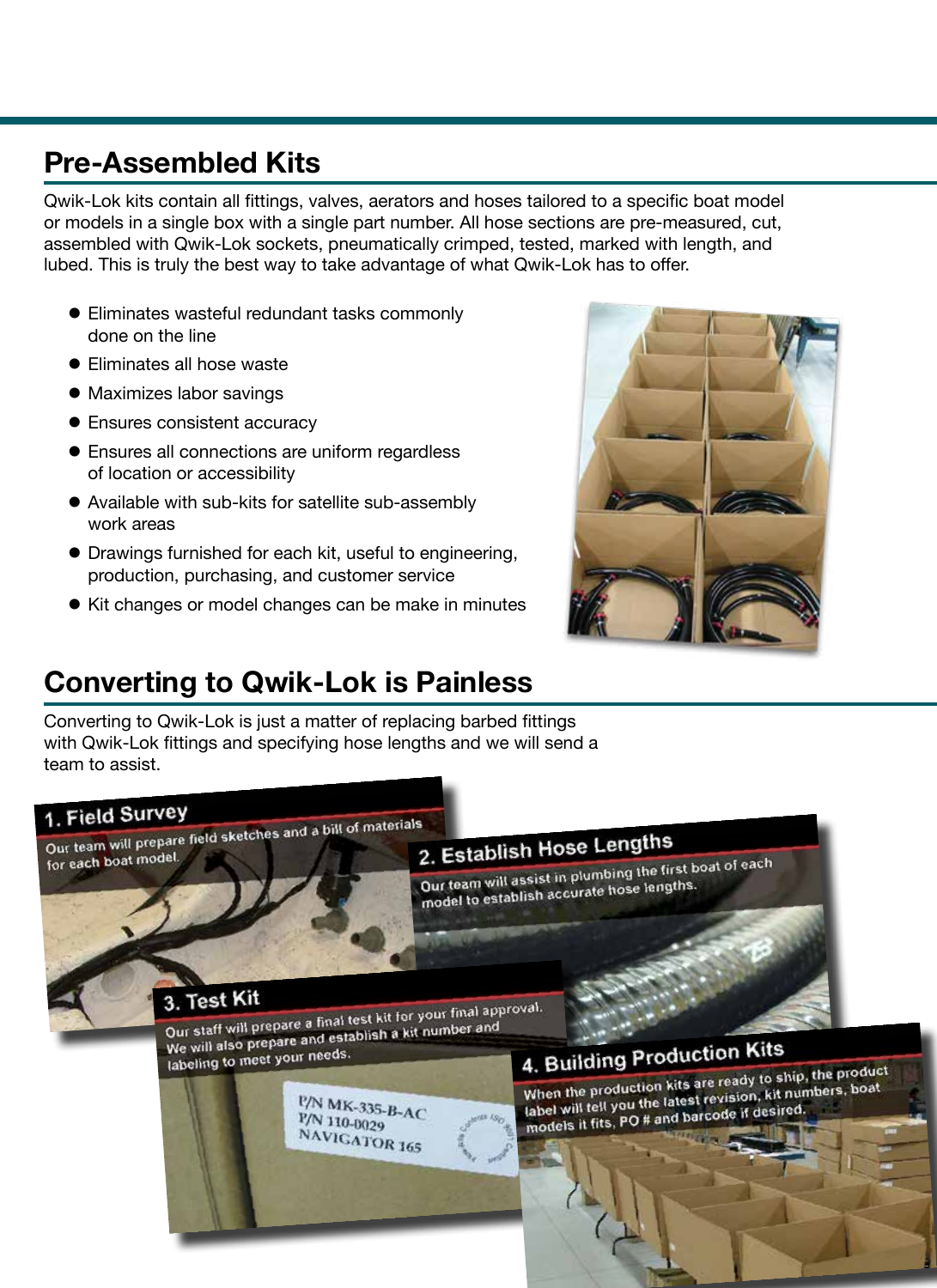## Pre-Assembled Kits

Qwik-Lok kits contain all fittings, valves, aerators and hoses tailored to a specific boat model or models in a single box with a single part number. All hose sections are pre-measured, cut, assembled with Qwik-Lok sockets, pneumatically crimped, tested, marked with length, and lubed. This is truly the best way to take advantage of what Qwik-Lok has to offer.

- Eliminates wasteful redundant tasks commonly done on the line
- Eliminates all hose waste
- Maximizes labor savings
- Ensures consistent accuracy
- Ensures all connections are uniform regardless of location or accessibility
- Available with sub-kits for satellite sub-assembly work areas
- Drawings furnished for each kit, useful to engineering, production, purchasing, and customer service
- Kit changes or model changes can be make in minutes

## Converting to Qwik-Lok is Painless

Converting to Qwik-Lok is just a matter of replacing barbed fittings with Qwik-Lok fittings and specifying hose lengths and we will send a team to assist.

### 1. Field Survey

Our team will prepare field sketches and a bill of materials for each boat model.

### 2. Establish Hose Lengths

Our team will assist in plumbing the first boat of each model to establish accurate hose lengths.

### 3. Test Kit

Our staff will prepare a final test kit for your final approval. We will also prepare and establish a kit number and labeling to meet your needs.

P/N MK-335-B-AC
P/N 110-0029
NAVIGATOR 165

### 4. Building Production Kits

When the production kits are ready to ship, the product label will tell you the latest revision, kit numbers, boat models it fits, PO # and barcode if desired.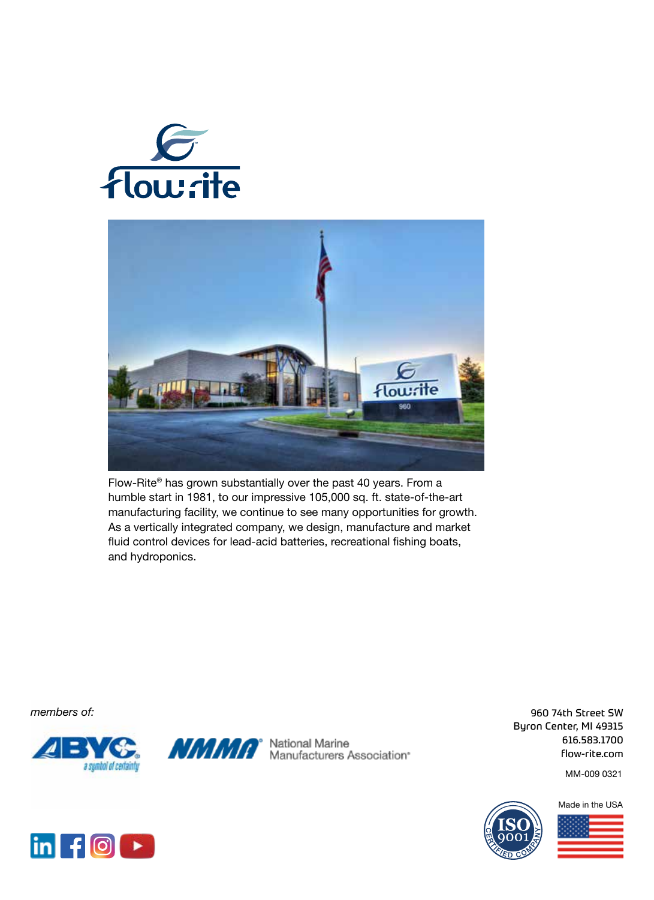Flow-Rite® has grown substantially over the past 40 years. From a humble start in 1981, to our impressive 105,000 sq. ft. state-of-the-art manufacturing facility, we continue to see many opportunities for growth. As a vertically integrated company, we design, manufacture and market fluid control devices for lead-acid batteries, recreational fishing boats, and hydroponics.

*members of:*

ABYC a symbol of certainty

NMMA® National Marine Manufacturers Association®

960 74th Street SW
Byron Center, MI 49315
616.583.1700
flow-rite.com

MM-009 0321

ISO 9001 CERTIFIED COMPANY

Made in the USA